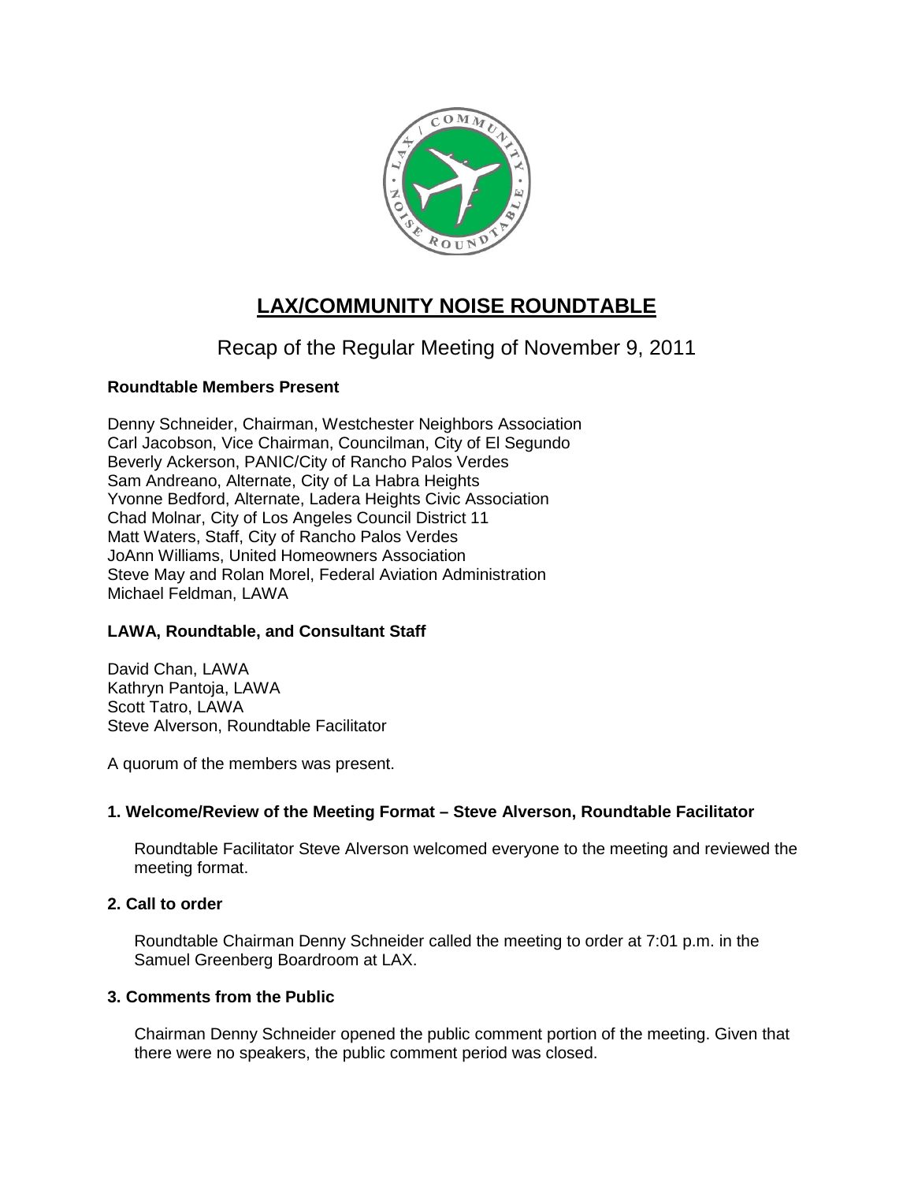# LAX/COMMUNITY NOISE ROUNDTABLE

## Recap of the Regular Meeting of November 9, 2011

**Roundtable Members Present**

Denny Schneider, Chairman, Westchester Neighbors Association
Carl Jacobson, Vice Chairman, Councilman, City of El Segundo
Beverly Ackerson, PANIC/City of Rancho Palos Verdes
Sam Andreano, Alternate, City of La Habra Heights
Yvonne Bedford, Alternate, Ladera Heights Civic Association
Chad Molnar, City of Los Angeles Council District 11
Matt Waters, Staff, City of Rancho Palos Verdes
JoAnn Williams, United Homeowners Association
Steve May and Rolan Morel, Federal Aviation Administration
Michael Feldman, LAWA

**LAWA, Roundtable, and Consultant Staff**

David Chan, LAWA
Kathryn Pantoja, LAWA
Scott Tatro, LAWA
Steve Alverson, Roundtable Facilitator

A quorum of the members was present.

### 1. Welcome/Review of the Meeting Format – Steve Alverson, Roundtable Facilitator

Roundtable Facilitator Steve Alverson welcomed everyone to the meeting and reviewed the meeting format.

### 2. Call to order

Roundtable Chairman Denny Schneider called the meeting to order at 7:01 p.m. in the Samuel Greenberg Boardroom at LAX.

### 3. Comments from the Public

Chairman Denny Schneider opened the public comment portion of the meeting. Given that there were no speakers, the public comment period was closed.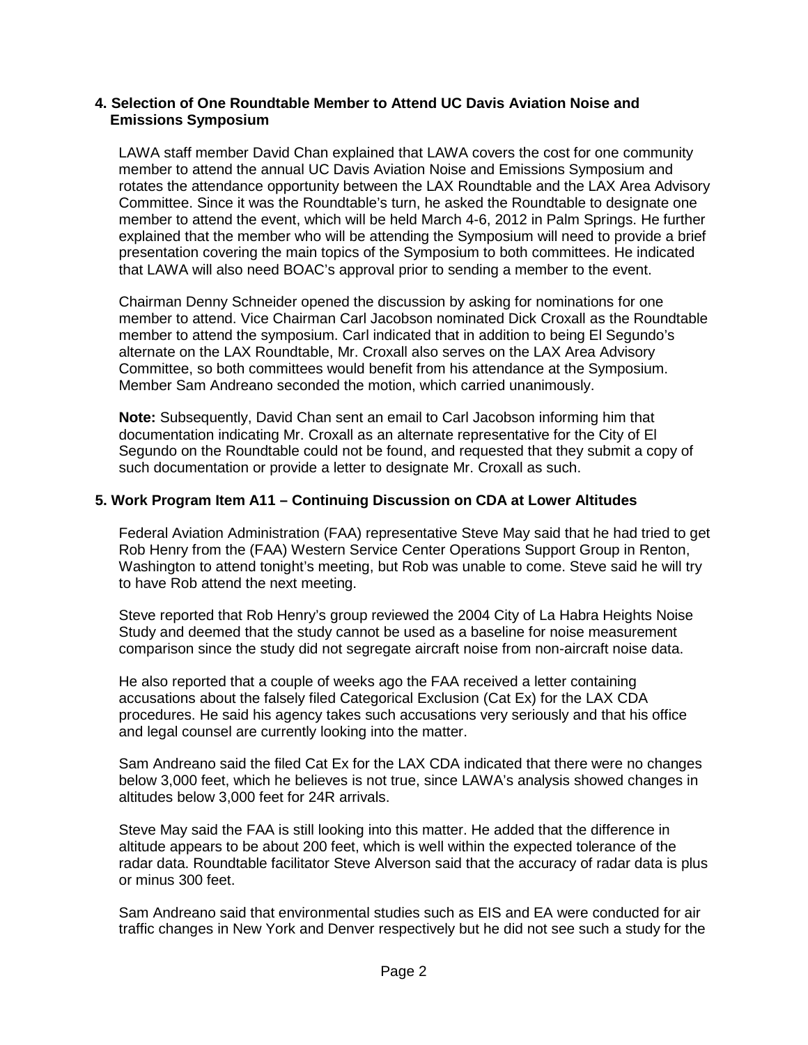### 4. Selection of One Roundtable Member to Attend UC Davis Aviation Noise and Emissions Symposium

LAWA staff member David Chan explained that LAWA covers the cost for one community member to attend the annual UC Davis Aviation Noise and Emissions Symposium and rotates the attendance opportunity between the LAX Roundtable and the LAX Area Advisory Committee. Since it was the Roundtable's turn, he asked the Roundtable to designate one member to attend the event, which will be held March 4-6, 2012 in Palm Springs. He further explained that the member who will be attending the Symposium will need to provide a brief presentation covering the main topics of the Symposium to both committees. He indicated that LAWA will also need BOAC's approval prior to sending a member to the event.

Chairman Denny Schneider opened the discussion by asking for nominations for one member to attend. Vice Chairman Carl Jacobson nominated Dick Croxall as the Roundtable member to attend the symposium. Carl indicated that in addition to being El Segundo's alternate on the LAX Roundtable, Mr. Croxall also serves on the LAX Area Advisory Committee, so both committees would benefit from his attendance at the Symposium. Member Sam Andreano seconded the motion, which carried unanimously.

**Note:** Subsequently, David Chan sent an email to Carl Jacobson informing him that documentation indicating Mr. Croxall as an alternate representative for the City of El Segundo on the Roundtable could not be found, and requested that they submit a copy of such documentation or provide a letter to designate Mr. Croxall as such.

### 5. Work Program Item A11 – Continuing Discussion on CDA at Lower Altitudes

Federal Aviation Administration (FAA) representative Steve May said that he had tried to get Rob Henry from the (FAA) Western Service Center Operations Support Group in Renton, Washington to attend tonight's meeting, but Rob was unable to come. Steve said he will try to have Rob attend the next meeting.

Steve reported that Rob Henry's group reviewed the 2004 City of La Habra Heights Noise Study and deemed that the study cannot be used as a baseline for noise measurement comparison since the study did not segregate aircraft noise from non-aircraft noise data.

He also reported that a couple of weeks ago the FAA received a letter containing accusations about the falsely filed Categorical Exclusion (Cat Ex) for the LAX CDA procedures. He said his agency takes such accusations very seriously and that his office and legal counsel are currently looking into the matter.

Sam Andreano said the filed Cat Ex for the LAX CDA indicated that there were no changes below 3,000 feet, which he believes is not true, since LAWA's analysis showed changes in altitudes below 3,000 feet for 24R arrivals.

Steve May said the FAA is still looking into this matter. He added that the difference in altitude appears to be about 200 feet, which is well within the expected tolerance of the radar data. Roundtable facilitator Steve Alverson said that the accuracy of radar data is plus or minus 300 feet.

Sam Andreano said that environmental studies such as EIS and EA were conducted for air traffic changes in New York and Denver respectively but he did not see such a study for the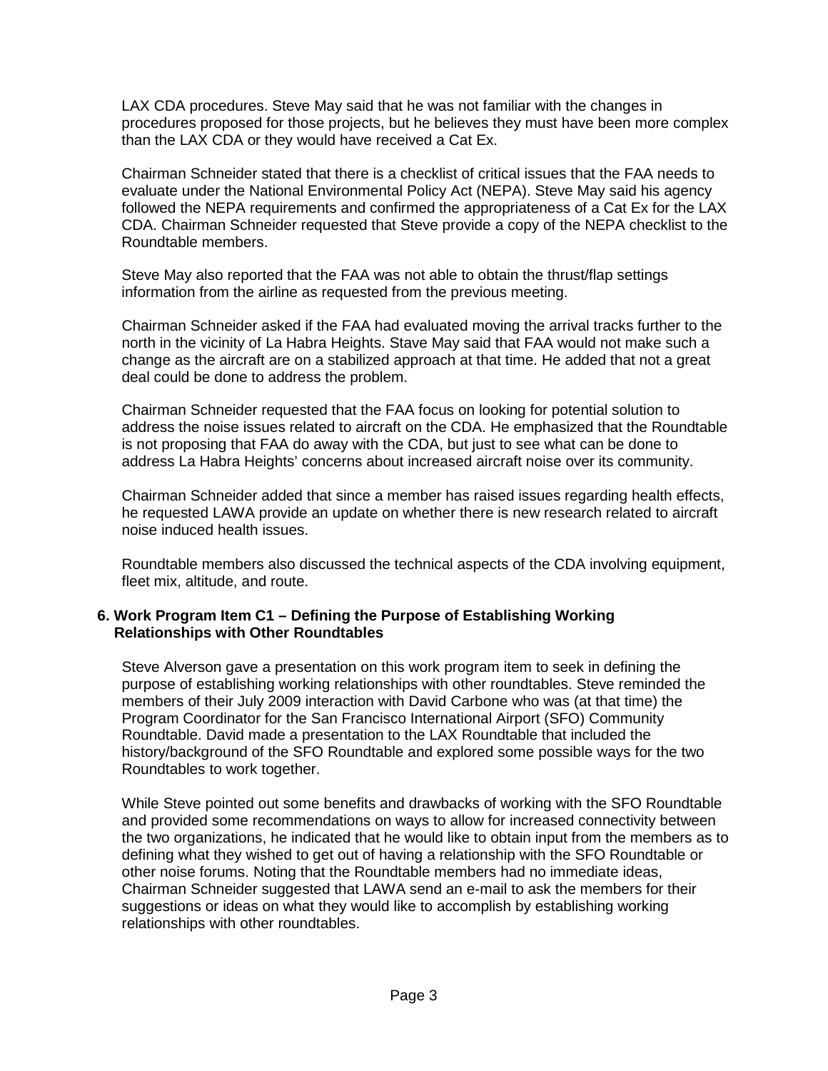LAX CDA procedures. Steve May said that he was not familiar with the changes in procedures proposed for those projects, but he believes they must have been more complex than the LAX CDA or they would have received a Cat Ex.

Chairman Schneider stated that there is a checklist of critical issues that the FAA needs to evaluate under the National Environmental Policy Act (NEPA). Steve May said his agency followed the NEPA requirements and confirmed the appropriateness of a Cat Ex for the LAX CDA. Chairman Schneider requested that Steve provide a copy of the NEPA checklist to the Roundtable members.

Steve May also reported that the FAA was not able to obtain the thrust/flap settings information from the airline as requested from the previous meeting.

Chairman Schneider asked if the FAA had evaluated moving the arrival tracks further to the north in the vicinity of La Habra Heights. Stave May said that FAA would not make such a change as the aircraft are on a stabilized approach at that time. He added that not a great deal could be done to address the problem.

Chairman Schneider requested that the FAA focus on looking for potential solution to address the noise issues related to aircraft on the CDA. He emphasized that the Roundtable is not proposing that FAA do away with the CDA, but just to see what can be done to address La Habra Heights' concerns about increased aircraft noise over its community.

Chairman Schneider added that since a member has raised issues regarding health effects, he requested LAWA provide an update on whether there is new research related to aircraft noise induced health issues.

Roundtable members also discussed the technical aspects of the CDA involving equipment, fleet mix, altitude, and route.

**6. Work Program Item C1 – Defining the Purpose of Establishing Working Relationships with Other Roundtables**

Steve Alverson gave a presentation on this work program item to seek in defining the purpose of establishing working relationships with other roundtables. Steve reminded the members of their July 2009 interaction with David Carbone who was (at that time) the Program Coordinator for the San Francisco International Airport (SFO) Community Roundtable. David made a presentation to the LAX Roundtable that included the history/background of the SFO Roundtable and explored some possible ways for the two Roundtables to work together.

While Steve pointed out some benefits and drawbacks of working with the SFO Roundtable and provided some recommendations on ways to allow for increased connectivity between the two organizations, he indicated that he would like to obtain input from the members as to defining what they wished to get out of having a relationship with the SFO Roundtable or other noise forums. Noting that the Roundtable members had no immediate ideas, Chairman Schneider suggested that LAWA send an e-mail to ask the members for their suggestions or ideas on what they would like to accomplish by establishing working relationships with other roundtables.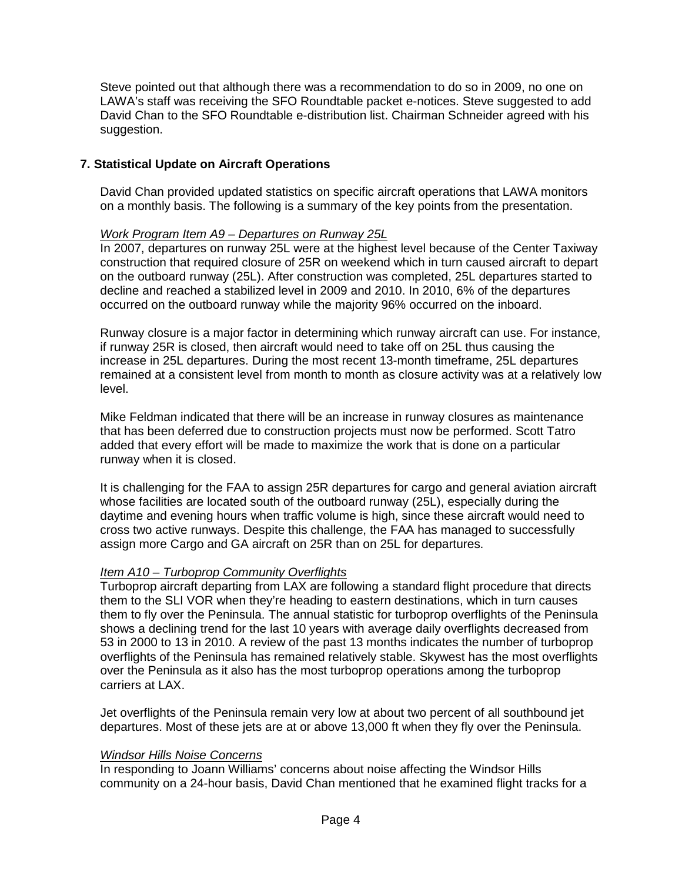Steve pointed out that although there was a recommendation to do so in 2009, no one on LAWA's staff was receiving the SFO Roundtable packet e-notices. Steve suggested to add David Chan to the SFO Roundtable e-distribution list. Chairman Schneider agreed with his suggestion.

## 7. Statistical Update on Aircraft Operations

David Chan provided updated statistics on specific aircraft operations that LAWA monitors on a monthly basis. The following is a summary of the key points from the presentation.

_Work Program Item A9 – Departures on Runway 25L_

In 2007, departures on runway 25L were at the highest level because of the Center Taxiway construction that required closure of 25R on weekend which in turn caused aircraft to depart on the outboard runway (25L). After construction was completed, 25L departures started to decline and reached a stabilized level in 2009 and 2010. In 2010, 6% of the departures occurred on the outboard runway while the majority 96% occurred on the inboard.

Runway closure is a major factor in determining which runway aircraft can use. For instance, if runway 25R is closed, then aircraft would need to take off on 25L thus causing the increase in 25L departures. During the most recent 13-month timeframe, 25L departures remained at a consistent level from month to month as closure activity was at a relatively low level.

Mike Feldman indicated that there will be an increase in runway closures as maintenance that has been deferred due to construction projects must now be performed. Scott Tatro added that every effort will be made to maximize the work that is done on a particular runway when it is closed.

It is challenging for the FAA to assign 25R departures for cargo and general aviation aircraft whose facilities are located south of the outboard runway (25L), especially during the daytime and evening hours when traffic volume is high, since these aircraft would need to cross two active runways. Despite this challenge, the FAA has managed to successfully assign more Cargo and GA aircraft on 25R than on 25L for departures.

_Item A10 – Turboprop Community Overflights_

Turboprop aircraft departing from LAX are following a standard flight procedure that directs them to the SLI VOR when they're heading to eastern destinations, which in turn causes them to fly over the Peninsula. The annual statistic for turboprop overflights of the Peninsula shows a declining trend for the last 10 years with average daily overflights decreased from 53 in 2000 to 13 in 2010. A review of the past 13 months indicates the number of turboprop overflights of the Peninsula has remained relatively stable. Skywest has the most overflights over the Peninsula as it also has the most turboprop operations among the turboprop carriers at LAX.

Jet overflights of the Peninsula remain very low at about two percent of all southbound jet departures. Most of these jets are at or above 13,000 ft when they fly over the Peninsula.

_Windsor Hills Noise Concerns_

In responding to Joann Williams' concerns about noise affecting the Windsor Hills community on a 24-hour basis, David Chan mentioned that he examined flight tracks for a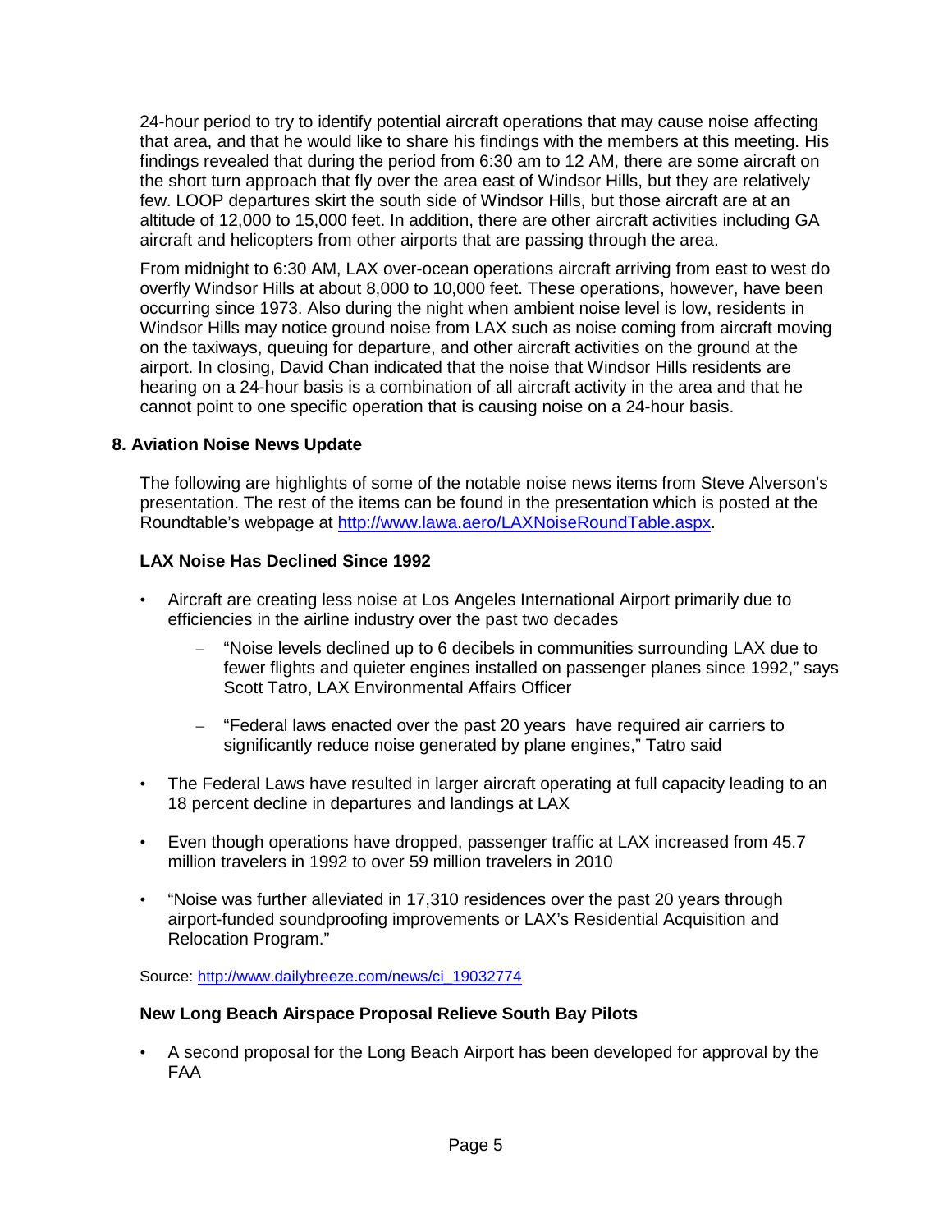24-hour period to try to identify potential aircraft operations that may cause noise affecting that area, and that he would like to share his findings with the members at this meeting. His findings revealed that during the period from 6:30 am to 12 AM, there are some aircraft on the short turn approach that fly over the area east of Windsor Hills, but they are relatively few. LOOP departures skirt the south side of Windsor Hills, but those aircraft are at an altitude of 12,000 to 15,000 feet. In addition, there are other aircraft activities including GA aircraft and helicopters from other airports that are passing through the area.

From midnight to 6:30 AM, LAX over-ocean operations aircraft arriving from east to west do overfly Windsor Hills at about 8,000 to 10,000 feet. These operations, however, have been occurring since 1973. Also during the night when ambient noise level is low, residents in Windsor Hills may notice ground noise from LAX such as noise coming from aircraft moving on the taxiways, queuing for departure, and other aircraft activities on the ground at the airport. In closing, David Chan indicated that the noise that Windsor Hills residents are hearing on a 24-hour basis is a combination of all aircraft activity in the area and that he cannot point to one specific operation that is causing noise on a 24-hour basis.

## 8. Aviation Noise News Update

The following are highlights of some of the notable noise news items from Steve Alverson's presentation. The rest of the items can be found in the presentation which is posted at the Roundtable's webpage at http://www.lawa.aero/LAXNoiseRoundTable.aspx.

### LAX Noise Has Declined Since 1992

- Aircraft are creating less noise at Los Angeles International Airport primarily due to efficiencies in the airline industry over the past two decades
  - "Noise levels declined up to 6 decibels in communities surrounding LAX due to fewer flights and quieter engines installed on passenger planes since 1992," says Scott Tatro, LAX Environmental Affairs Officer
  - "Federal laws enacted over the past 20 years have required air carriers to significantly reduce noise generated by plane engines," Tatro said
- The Federal Laws have resulted in larger aircraft operating at full capacity leading to an 18 percent decline in departures and landings at LAX
- Even though operations have dropped, passenger traffic at LAX increased from 45.7 million travelers in 1992 to over 59 million travelers in 2010
- "Noise was further alleviated in 17,310 residences over the past 20 years through airport-funded soundproofing improvements or LAX's Residential Acquisition and Relocation Program."

Source: http://www.dailybreeze.com/news/ci_19032774

### New Long Beach Airspace Proposal Relieve South Bay Pilots

- A second proposal for the Long Beach Airport has been developed for approval by the FAA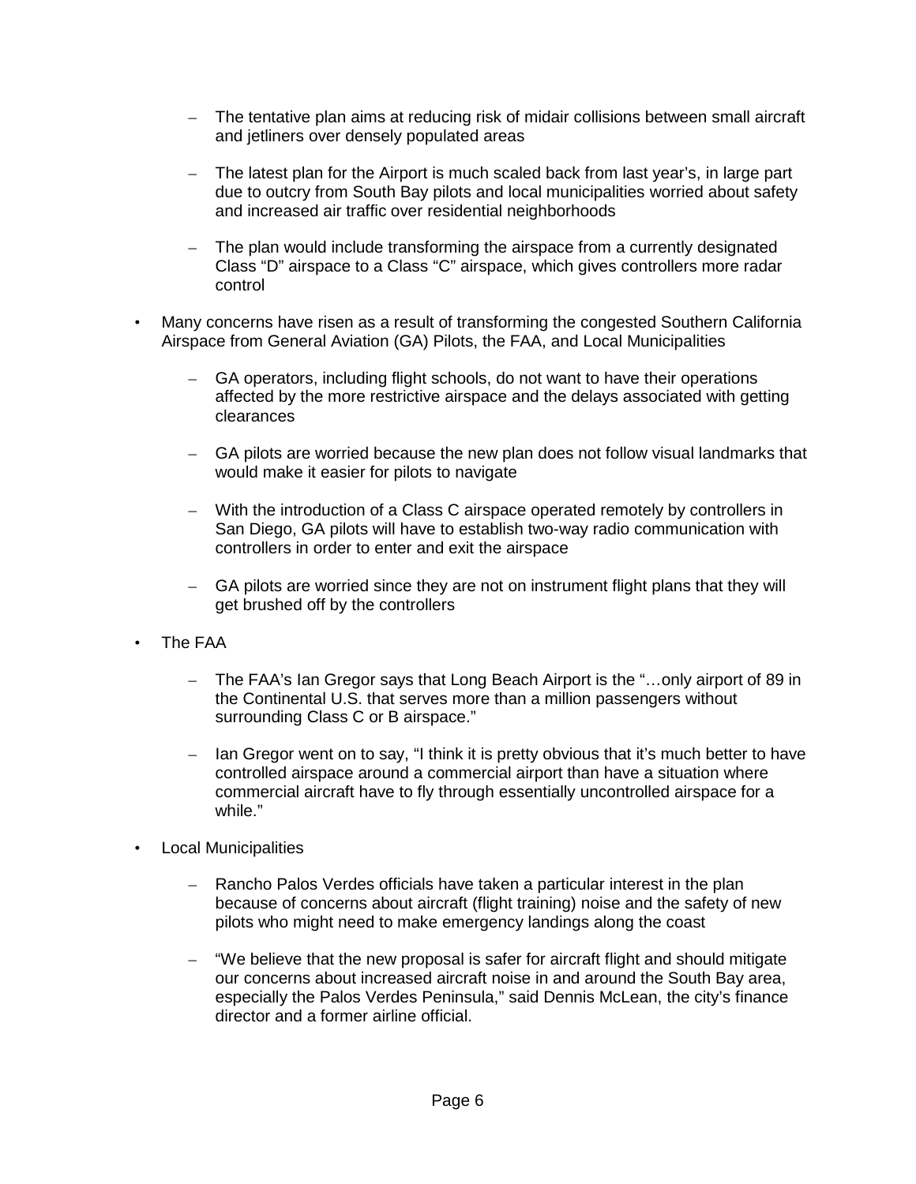- The tentative plan aims at reducing risk of midair collisions between small aircraft and jetliners over densely populated areas

  - The latest plan for the Airport is much scaled back from last year's, in large part due to outcry from South Bay pilots and local municipalities worried about safety and increased air traffic over residential neighborhoods

  - The plan would include transforming the airspace from a currently designated Class "D" airspace to a Class "C" airspace, which gives controllers more radar control

- Many concerns have risen as a result of transforming the congested Southern California Airspace from General Aviation (GA) Pilots, the FAA, and Local Municipalities

  - GA operators, including flight schools, do not want to have their operations affected by the more restrictive airspace and the delays associated with getting clearances

  - GA pilots are worried because the new plan does not follow visual landmarks that would make it easier for pilots to navigate

  - With the introduction of a Class C airspace operated remotely by controllers in San Diego, GA pilots will have to establish two-way radio communication with controllers in order to enter and exit the airspace

  - GA pilots are worried since they are not on instrument flight plans that they will get brushed off by the controllers

- The FAA

  - The FAA's Ian Gregor says that Long Beach Airport is the "…only airport of 89 in the Continental U.S. that serves more than a million passengers without surrounding Class C or B airspace."

  - Ian Gregor went on to say, "I think it is pretty obvious that it's much better to have controlled airspace around a commercial airport than have a situation where commercial aircraft have to fly through essentially uncontrolled airspace for a while."

- Local Municipalities

  - Rancho Palos Verdes officials have taken a particular interest in the plan because of concerns about aircraft (flight training) noise and the safety of new pilots who might need to make emergency landings along the coast

  - "We believe that the new proposal is safer for aircraft flight and should mitigate our concerns about increased aircraft noise in and around the South Bay area, especially the Palos Verdes Peninsula," said Dennis McLean, the city's finance director and a former airline official.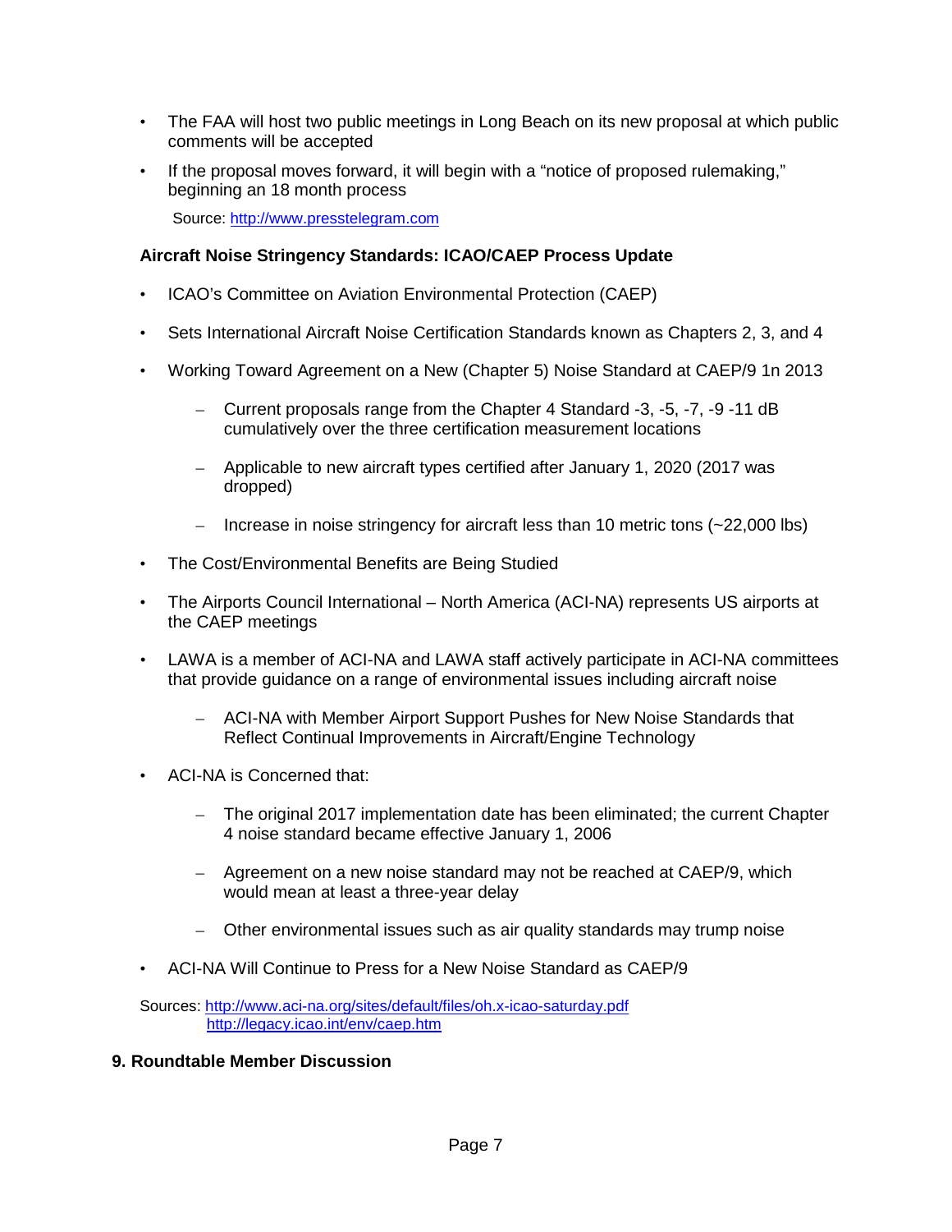- The FAA will host two public meetings in Long Beach on its new proposal at which public comments will be accepted
- If the proposal moves forward, it will begin with a "notice of proposed rulemaking," beginning an 18 month process

Source: http://www.presstelegram.com

**Aircraft Noise Stringency Standards: ICAO/CAEP Process Update**

- ICAO's Committee on Aviation Environmental Protection (CAEP)
- Sets International Aircraft Noise Certification Standards known as Chapters 2, 3, and 4
- Working Toward Agreement on a New (Chapter 5) Noise Standard at CAEP/9 1n 2013
  - Current proposals range from the Chapter 4 Standard -3, -5, -7, -9 -11 dB cumulatively over the three certification measurement locations
  - Applicable to new aircraft types certified after January 1, 2020 (2017 was dropped)
  - Increase in noise stringency for aircraft less than 10 metric tons (~22,000 lbs)
- The Cost/Environmental Benefits are Being Studied
- The Airports Council International – North America (ACI-NA) represents US airports at the CAEP meetings
- LAWA is a member of ACI-NA and LAWA staff actively participate in ACI-NA committees that provide guidance on a range of environmental issues including aircraft noise
  - ACI-NA with Member Airport Support Pushes for New Noise Standards that Reflect Continual Improvements in Aircraft/Engine Technology
- ACI-NA is Concerned that:
  - The original 2017 implementation date has been eliminated; the current Chapter 4 noise standard became effective January 1, 2006
  - Agreement on a new noise standard may not be reached at CAEP/9, which would mean at least a three-year delay
  - Other environmental issues such as air quality standards may trump noise
- ACI-NA Will Continue to Press for a New Standard as CAEP/9

Sources: http://www.aci-na.org/sites/default/files/oh.x-icao-saturday.pdf
http://legacy.icao.int/env/caep.htm

## 9. Roundtable Member Discussion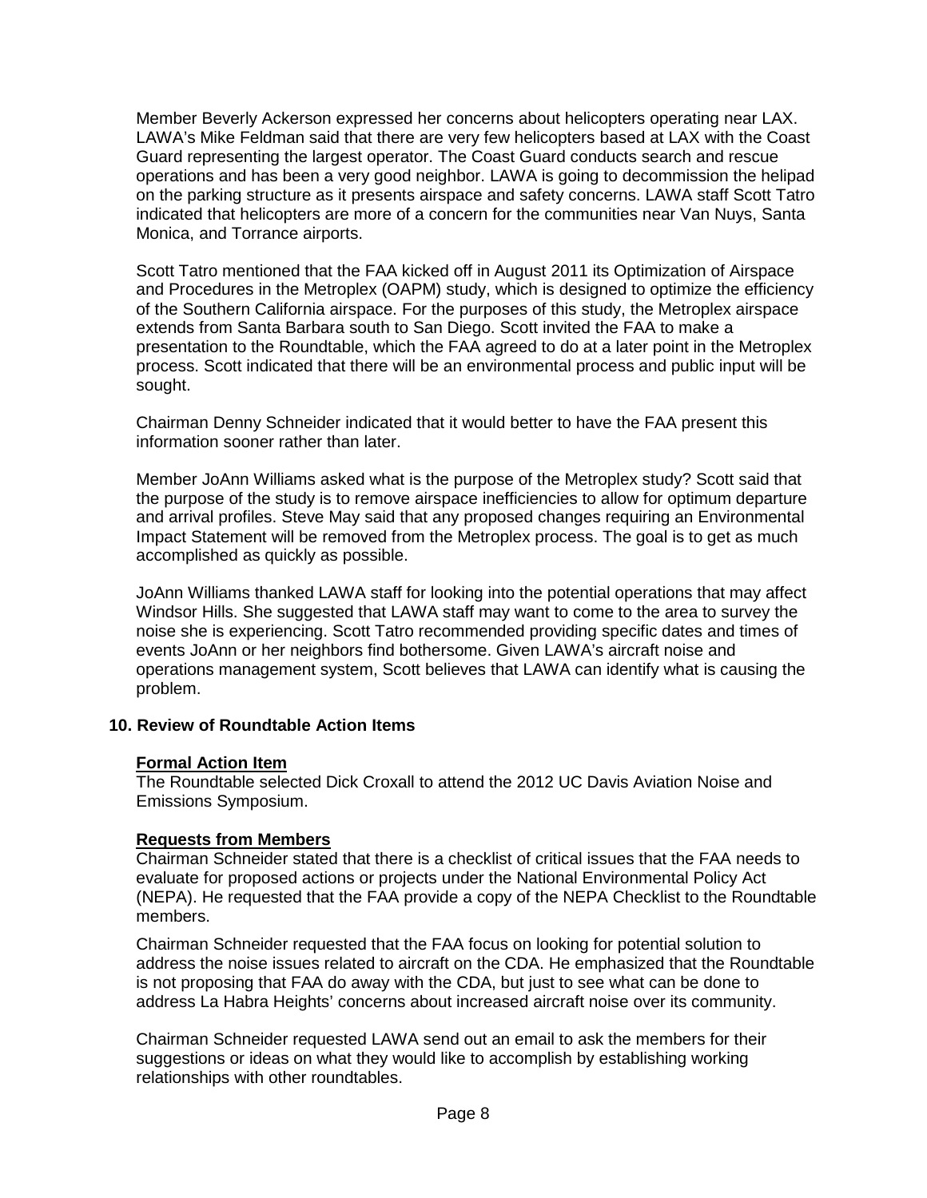Member Beverly Ackerson expressed her concerns about helicopters operating near LAX. LAWA's Mike Feldman said that there are very few helicopters based at LAX with the Coast Guard representing the largest operator. The Coast Guard conducts search and rescue operations and has been a very good neighbor. LAWA is going to decommission the helipad on the parking structure as it presents airspace and safety concerns. LAWA staff Scott Tatro indicated that helicopters are more of a concern for the communities near Van Nuys, Santa Monica, and Torrance airports.

Scott Tatro mentioned that the FAA kicked off in August 2011 its Optimization of Airspace and Procedures in the Metroplex (OAPM) study, which is designed to optimize the efficiency of the Southern California airspace. For the purposes of this study, the Metroplex airspace extends from Santa Barbara south to San Diego. Scott invited the FAA to make a presentation to the Roundtable, which the FAA agreed to do at a later point in the Metroplex process. Scott indicated that there will be an environmental process and public input will be sought.

Chairman Denny Schneider indicated that it would better to have the FAA present this information sooner rather than later.

Member JoAnn Williams asked what is the purpose of the Metroplex study? Scott said that the purpose of the study is to remove airspace inefficiencies to allow for optimum departure and arrival profiles. Steve May said that any proposed changes requiring an Environmental Impact Statement will be removed from the Metroplex process. The goal is to get as much accomplished as quickly as possible.

JoAnn Williams thanked LAWA staff for looking into the potential operations that may affect Windsor Hills. She suggested that LAWA staff may want to come to the area to survey the noise she is experiencing. Scott Tatro recommended providing specific dates and times of events JoAnn or her neighbors find bothersome. Given LAWA's aircraft noise and operations management system, Scott believes that LAWA can identify what is causing the problem.

## 10. Review of Roundtable Action Items

**Formal Action Item**

The Roundtable selected Dick Croxall to attend the 2012 UC Davis Aviation Noise and Emissions Symposium.

**Requests from Members**

Chairman Schneider stated that there is a checklist of critical issues that the FAA needs to evaluate for proposed actions or projects under the National Environmental Policy Act (NEPA). He requested that the FAA provide a copy of the NEPA Checklist to the Roundtable members.

Chairman Schneider requested that the FAA focus on looking for potential solution to address the noise issues related to aircraft on the CDA. He emphasized that the Roundtable is not proposing that FAA do away with the CDA, but just to see what can be done to address La Habra Heights' concerns about increased aircraft noise over its community.

Chairman Schneider requested LAWA send out an email to ask the members for their suggestions or ideas on what they would like to accomplish by establishing working relationships with other roundtables.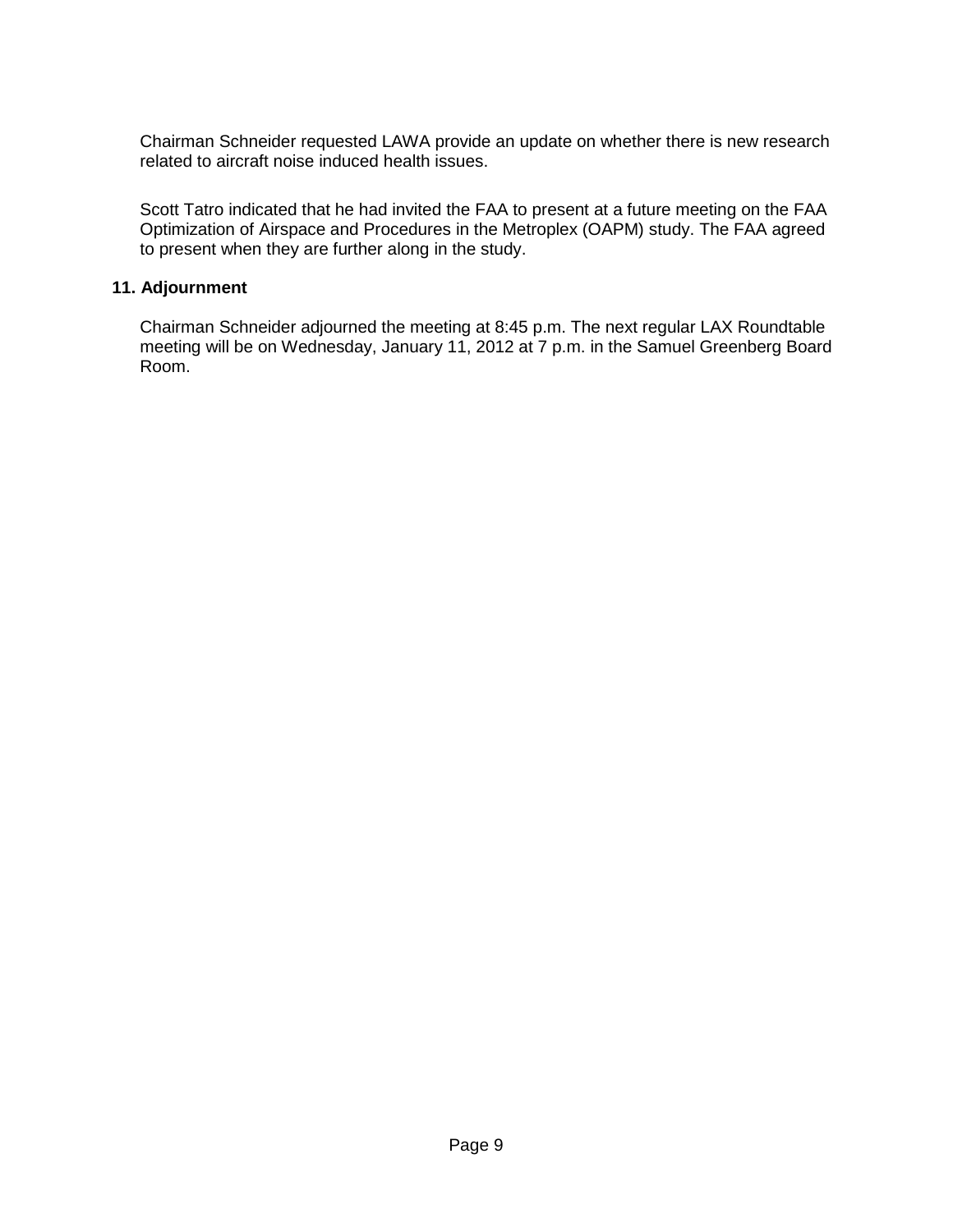Chairman Schneider requested LAWA provide an update on whether there is new research related to aircraft noise induced health issues.

Scott Tatro indicated that he had invited the FAA to present at a future meeting on the FAA Optimization of Airspace and Procedures in the Metroplex (OAPM) study. The FAA agreed to present when they are further along in the study.

### 11. Adjournment

Chairman Schneider adjourned the meeting at 8:45 p.m. The next regular LAX Roundtable meeting will be on Wednesday, January 11, 2012 at 7 p.m. in the Samuel Greenberg Board Room.